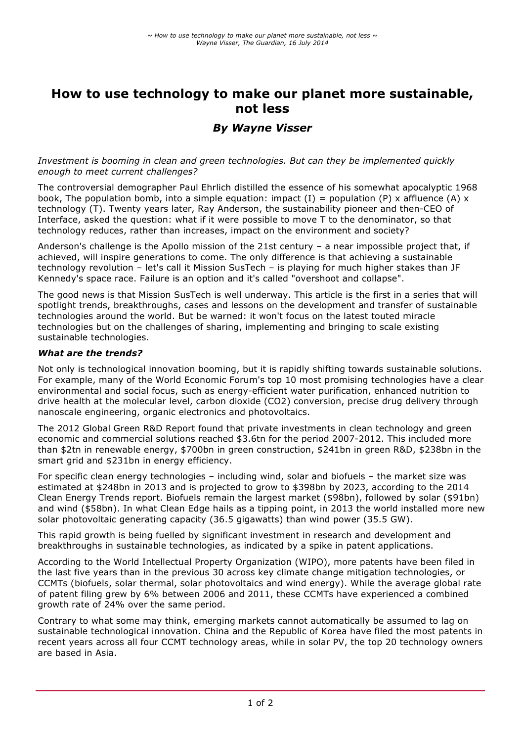# How to use technology to make our planet more sustainable, not less

## *By Wayne Visser*

*Investment is booming in clean and green technologies. But can they be implemented quickly enough to meet current challenges?*

The controversial demographer Paul Ehrlich distilled the essence of his somewhat apocalyptic 1968 book, The population bomb, into a simple equation: impact (I) = population (P) x affluence (A) x technology (T). Twenty years later, Ray Anderson, the sustainability pioneer and then-CEO of Interface, asked the question: what if it were possible to move T to the denominator, so that technology reduces, rather than increases, impact on the environment and society?

Anderson's challenge is the Apollo mission of the 21st century – a near impossible project that, if achieved, will inspire generations to come. The only difference is that achieving a sustainable technology revolution – let's call it Mission SusTech – is playing for much higher stakes than JF Kennedy's space race. Failure is an option and it's called "overshoot and collapse".

The good news is that Mission SusTech is well underway. This article is the first in a series that will spotlight trends, breakthroughs, cases and lessons on the development and transfer of sustainable technologies around the world. But be warned: it won't focus on the latest touted miracle technologies but on the challenges of sharing, implementing and bringing to scale existing sustainable technologies.

### *What are the trends?*

Not only is technological innovation booming, but it is rapidly shifting towards sustainable solutions. For example, many of the World Economic Forum's top 10 most promising technologies have a clear environmental and social focus, such as energy-efficient water purification, enhanced nutrition to drive health at the molecular level, carbon dioxide ($CO_2$) conversion, precise drug delivery through nanoscale engineering, organic electronics and photovoltaics.

The 2012 Global Green R&D Report found that private investments in clean technology and green economic and commercial solutions reached $3.6tn for the period 2007-2012. This included more than $2tn in renewable energy, $700bn in green construction, $241bn in green R&D, $238bn in the smart grid and $231bn in energy efficiency.

For specific clean energy technologies – including wind, solar and biofuels – the market size was estimated at $248bn in 2013 and is projected to grow to $398bn by 2023, according to the 2014 Clean Energy Trends report. Biofuels remain the largest market ($98bn), followed by solar ($91bn) and wind ($58bn). In what Clean Edge hails as a tipping point, in 2013 the world installed more new solar photovoltaic generating capacity (36.5 gigawatts) than wind power (35.5 GW).

This rapid growth is being fuelled by significant investment in research and development and breakthroughs in sustainable technologies, as indicated by a spike in patent applications.

According to the World Intellectual Property Organization (WIPO), more patents have been filed in the last five years than in the previous 30 across key climate change mitigation technologies, or CCMTs (biofuels, solar thermal, solar photovoltaics and wind energy). While the average global rate of patent filing grew by 6% between 2006 and 2011, these CCMTs have experienced a combined growth rate of 24% over the same period.

Contrary to what some may think, emerging markets cannot automatically be assumed to lag on sustainable technological innovation. China and the Republic of Korea have filed the most patents in recent years across all four CCMT technology areas, while in solar PV, the top 20 technology owners are based in Asia.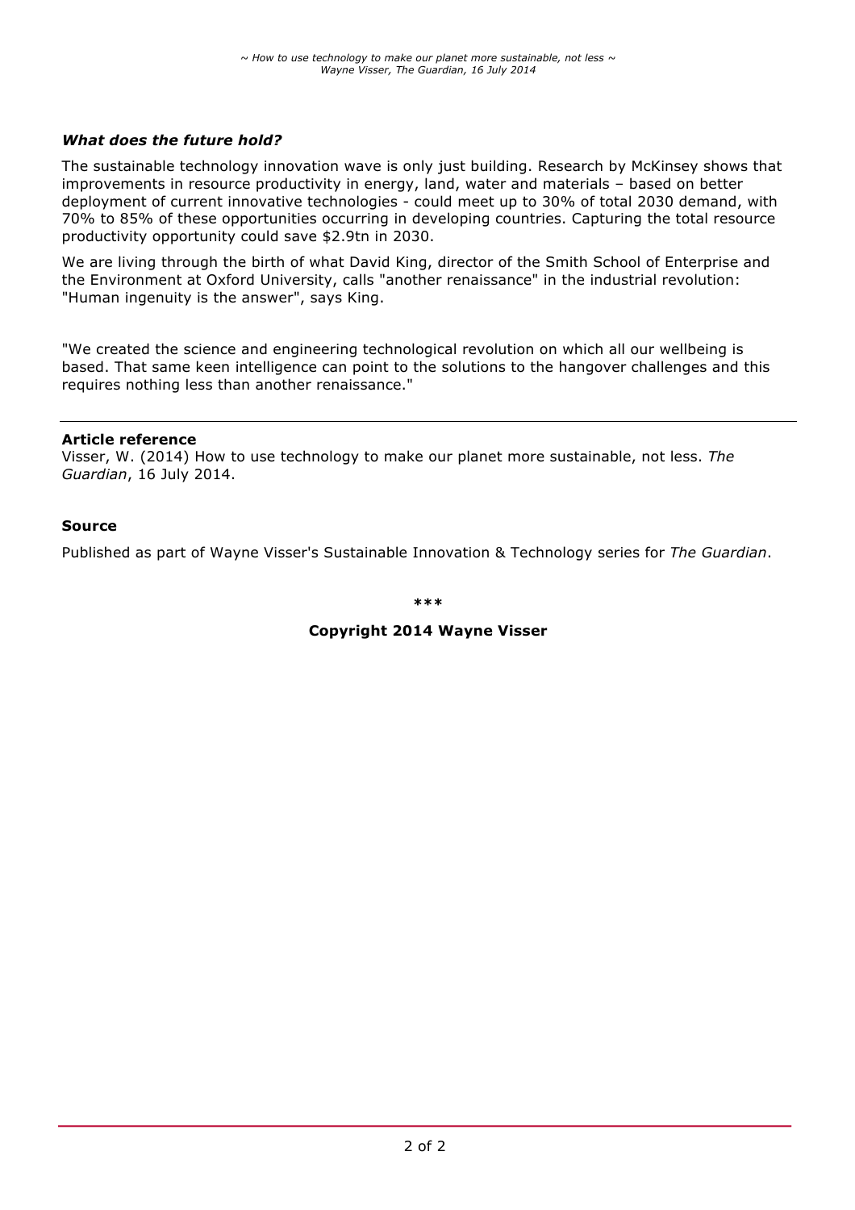### *What does the future hold?*

The sustainable technology innovation wave is only just building. Research by McKinsey shows that improvements in resource productivity in energy, land, water and materials – based on better deployment of current innovative technologies - could meet up to 30% of total 2030 demand, with 70% to 85% of these opportunities occurring in developing countries. Capturing the total resource productivity opportunity could save $2.9tn in 2030.

We are living through the birth of what David King, director of the Smith School of Enterprise and the Environment at Oxford University, calls "another renaissance" in the industrial revolution: "Human ingenuity is the answer", says King.

"We created the science and engineering technological revolution on which all our wellbeing is based. That same keen intelligence can point to the solutions to the hangover challenges and this requires nothing less than another renaissance."

---

**Article reference**

Visser, W. (2014) How to use technology to make our planet more sustainable, not less. *The Guardian*, 16 July 2014.

**Source**

Published as part of Wayne Visser's Sustainable Innovation & Technology series for *The Guardian*.

***

**Copyright 2014 Wayne Visser**